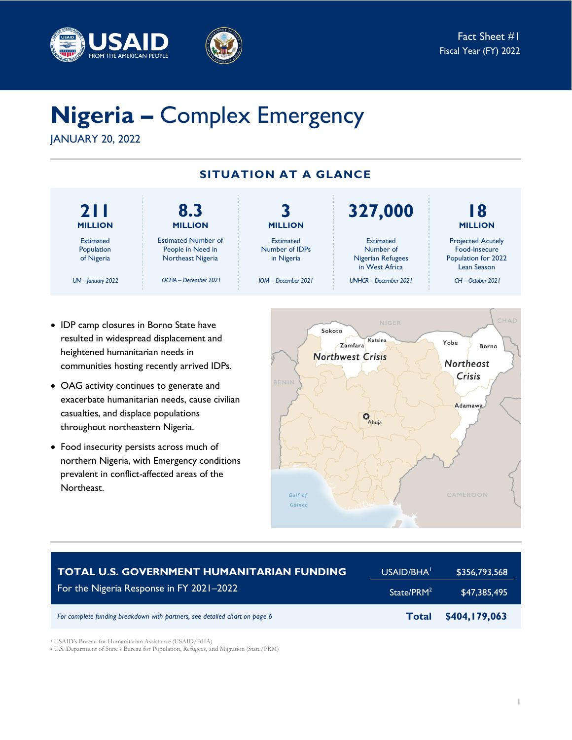Fact Sheet #1
Fiscal Year (FY) 2022

# Nigeria – Complex Emergency

JANUARY 20, 2022

## SITUATION AT A GLANCE

| 211 MILLION | 8.3 MILLION | 3 MILLION | 327,000 | 18 MILLION |
|---|---|---|---|---|
| Estimated Population of Nigeria | Estimated Number of People in Need in Northeast Nigeria | Estimated Number of IDPs in Nigeria | Estimated Number of Nigerian Refugees in West Africa | Projected Acutely Food-Insecure Population for 2022 Lean Season |
| *UN – January 2022* | *OCHA – December 2021* | *IOM – December 2021* | *UNHCR – December 2021* | *CH – October 2021* |

- IDP camp closures in Borno State have resulted in widespread displacement and heightened humanitarian needs in communities hosting recently arrived IDPs.
- OAG activity continues to generate and exacerbate humanitarian needs, cause civilian casualties, and displace populations throughout northeastern Nigeria.
- Food insecurity persists across much of northern Nigeria, with Emergency conditions prevalent in conflict-affected areas of the Northeast.

| TOTAL U.S. GOVERNMENT HUMANITARIAN FUNDING For the Nigeria Response in FY 2021–2022 | | |
|---|---|---|
| | USAID/BHA[1] | $356,793,568 |
| | State/PRM[2] | $47,385,495 |
| *For complete funding breakdown with partners, see detailed chart on page 6* | **Total** | **$404,179,063** |

[1] USAID's Bureau for Humanitarian Assistance (USAID/BHA)
[2] U.S. Department of State's Bureau for Population, Refugees, and Migration (State/PRM)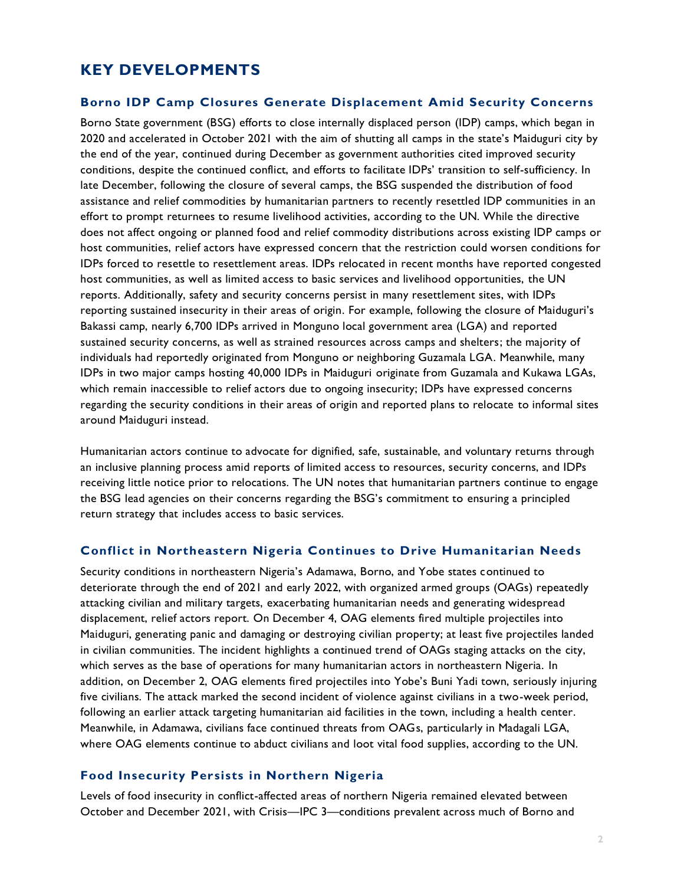# KEY DEVELOPMENTS

## Borno IDP Camp Closures Generate Displacement Amid Security Concerns

Borno State government (BSG) efforts to close internally displaced person (IDP) camps, which began in 2020 and accelerated in October 2021 with the aim of shutting all camps in the state's Maiduguri city by the end of the year, continued during December as government authorities cited improved security conditions, despite the continued conflict, and efforts to facilitate IDPs' transition to self-sufficiency. In late December, following the closure of several camps, the BSG suspended the distribution of food assistance and relief commodities by humanitarian partners to recently resettled IDP communities in an effort to prompt returnees to resume livelihood activities, according to the UN. While the directive does not affect ongoing or planned food and relief commodity distributions across existing IDP camps or host communities, relief actors have expressed concern that the restriction could worsen conditions for IDPs forced to resettle to resettlement areas. IDPs relocated in recent months have reported congested host communities, as well as limited access to basic services and livelihood opportunities, the UN reports. Additionally, safety and security concerns persist in many resettlement sites, with IDPs reporting sustained insecurity in their areas of origin. For example, following the closure of Maiduguri's Bakassi camp, nearly 6,700 IDPs arrived in Monguno local government area (LGA) and reported sustained security concerns, as well as strained resources across camps and shelters; the majority of individuals had reportedly originated from Monguno or neighboring Guzamala LGA. Meanwhile, many IDPs in two major camps hosting 40,000 IDPs in Maiduguri originate from Guzamala and Kukawa LGAs, which remain inaccessible to relief actors due to ongoing insecurity; IDPs have expressed concerns regarding the security conditions in their areas of origin and reported plans to relocate to informal sites around Maiduguri instead.

Humanitarian actors continue to advocate for dignified, safe, sustainable, and voluntary returns through an inclusive planning process amid reports of limited access to resources, security concerns, and IDPs receiving little notice prior to relocations. The UN notes that humanitarian partners continue to engage the BSG lead agencies on their concerns regarding the BSG's commitment to ensuring a principled return strategy that includes access to basic services.

## Conflict in Northeastern Nigeria Continues to Drive Humanitarian Needs

Security conditions in northeastern Nigeria's Adamawa, Borno, and Yobe states continued to deteriorate through the end of 2021 and early 2022, with organized armed groups (OAGs) repeatedly attacking civilian and military targets, exacerbating humanitarian needs and generating widespread displacement, relief actors report. On December 4, OAG elements fired multiple projectiles into Maiduguri, generating panic and damaging or destroying civilian property; at least five projectiles landed in civilian communities. The incident highlights a continued trend of OAGs staging attacks on the city, which serves as the base of operations for many humanitarian actors in northeastern Nigeria. In addition, on December 2, OAG elements fired projectiles into Yobe's Buni Yadi town, seriously injuring five civilians. The attack marked the second incident of violence against civilians in a two-week period, following an earlier attack targeting humanitarian aid facilities in the town, including a health center. Meanwhile, in Adamawa, civilians face continued threats from OAGs, particularly in Madagali LGA, where OAG elements continue to abduct civilians and loot vital food supplies, according to the UN.

## Food Insecurity Persists in Northern Nigeria

Levels of food insecurity in conflict-affected areas of northern Nigeria remained elevated between October and December 2021, with Crisis—IPC 3—conditions prevalent across much of Borno and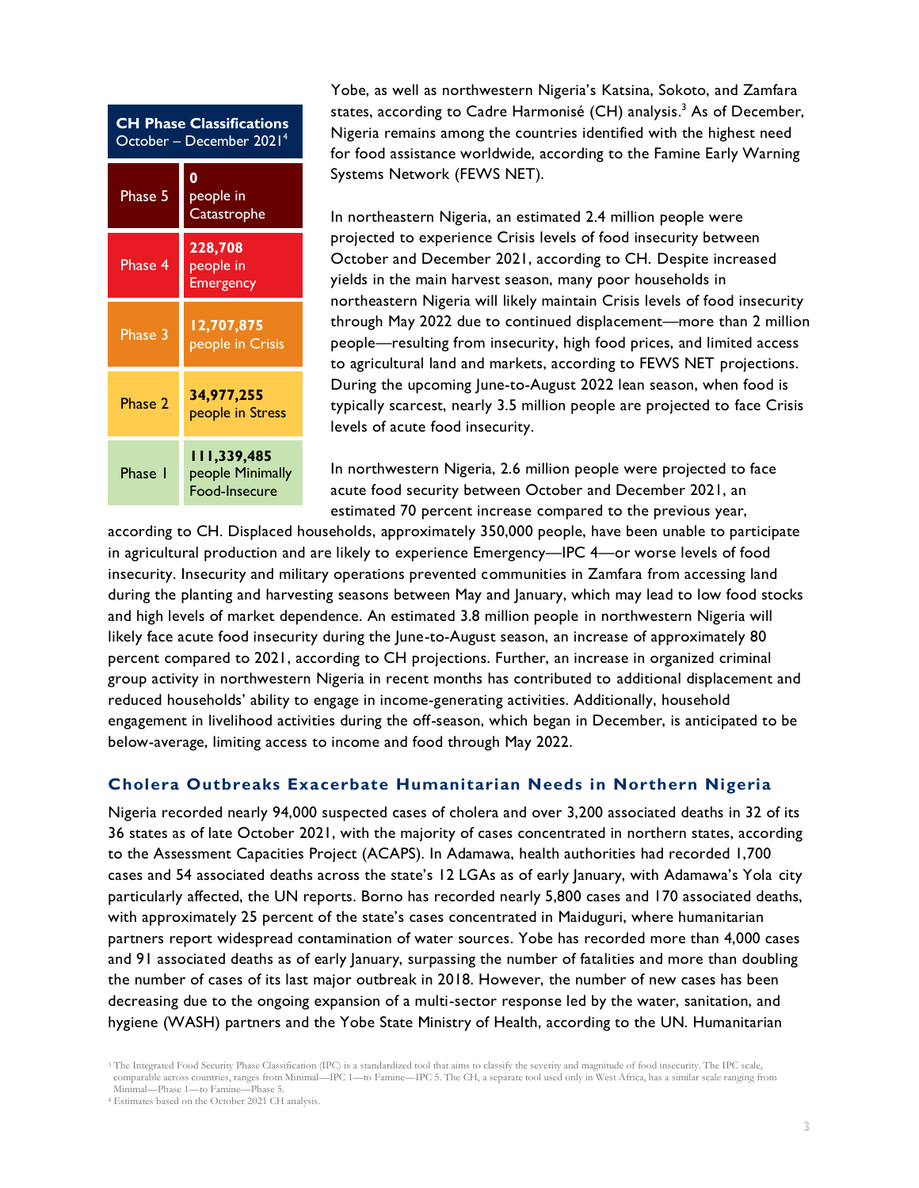| CH Phase Classifications October – December 2021[4] | |
| --- | --- |
| Phase 5 | **0** people in Catastrophe |
| Phase 4 | **228,708** people in Emergency |
| Phase 3 | **12,707,875** people in Crisis |
| Phase 2 | **34,977,255** people in Stress |
| Phase 1 | **111,339,485** people Minimally Food-Insecure |

Yobe, as well as northwestern Nigeria's Katsina, Sokoto, and Zamfara states, according to Cadre Harmonisé (CH) analysis.[3] As of December, Nigeria remains among the countries identified with the highest need for food assistance worldwide, according to the Famine Early Warning Systems Network (FEWS NET).

In northeastern Nigeria, an estimated 2.4 million people were projected to experience Crisis levels of food insecurity between October and December 2021, according to CH. Despite increased yields in the main harvest season, many poor households in northeastern Nigeria will likely maintain Crisis levels of food insecurity through May 2022 due to continued displacement—more than 2 million people—resulting from insecurity, high food prices, and limited access to agricultural land and markets, according to FEWS NET projections. During the upcoming June-to-August 2022 lean season, when food is typically scarcest, nearly 3.5 million people are projected to face Crisis levels of acute food insecurity.

In northwestern Nigeria, 2.6 million people were projected to face acute food security between October and December 2021, an estimated 70 percent increase compared to the previous year, according to CH. Displaced households, approximately 350,000 people, have been unable to participate in agricultural production and are likely to experience Emergency—IPC 4—or worse levels of food insecurity. Insecurity and military operations prevented communities in Zamfara from accessing land during the planting and harvesting seasons between May and January, which may lead to low food stocks and high levels of market dependence. An estimated 3.8 million people in northwestern Nigeria will likely face acute food insecurity during the June-to-August season, an increase of approximately 80 percent compared to 2021, according to CH projections. Further, an increase in organized criminal group activity in northwestern Nigeria in recent months has contributed to additional displacement and reduced households' ability to engage in income-generating activities. Additionally, household engagement in livelihood activities during the off-season, which began in December, is anticipated to be below-average, limiting access to income and food through May 2022.

## Cholera Outbreaks Exacerbate Humanitarian Needs in Northern Nigeria

Nigeria recorded nearly 94,000 suspected cases of cholera and over 3,200 associated deaths in 32 of its 36 states as of late October 2021, with the majority of cases concentrated in northern states, according to the Assessment Capacities Project (ACAPS). In Adamawa, health authorities had recorded 1,700 cases and 54 associated deaths across the state's 12 LGAs as of early January, with Adamawa's Yola city particularly affected, the UN reports. Borno has recorded nearly 5,800 cases and 170 associated deaths, with approximately 25 percent of the state's cases concentrated in Maiduguri, where humanitarian partners report widespread contamination of water sources. Yobe has recorded more than 4,000 cases and 91 associated deaths as of early January, surpassing the number of fatalities and more than doubling the number of cases of its last major outbreak in 2018. However, the number of new cases has been decreasing due to the ongoing expansion of a multi-sector response led by the water, sanitation, and hygiene (WASH) partners and the Yobe State Ministry of Health, according to the UN. Humanitarian

[3] The Integrated Food Security Phase Classification (IPC) is a standardized tool that aims to classify the severity and magnitude of food insecurity. The IPC scale, comparable across countries, ranges from Minimal—IPC 1—to Famine—IPC 5. The CH, a separate tool used only in West Africa, has a similar scale ranging from Minimal—Phase 1—to Famine—Phase 5.

[4] Estimates based on the October 2021 CH analysis.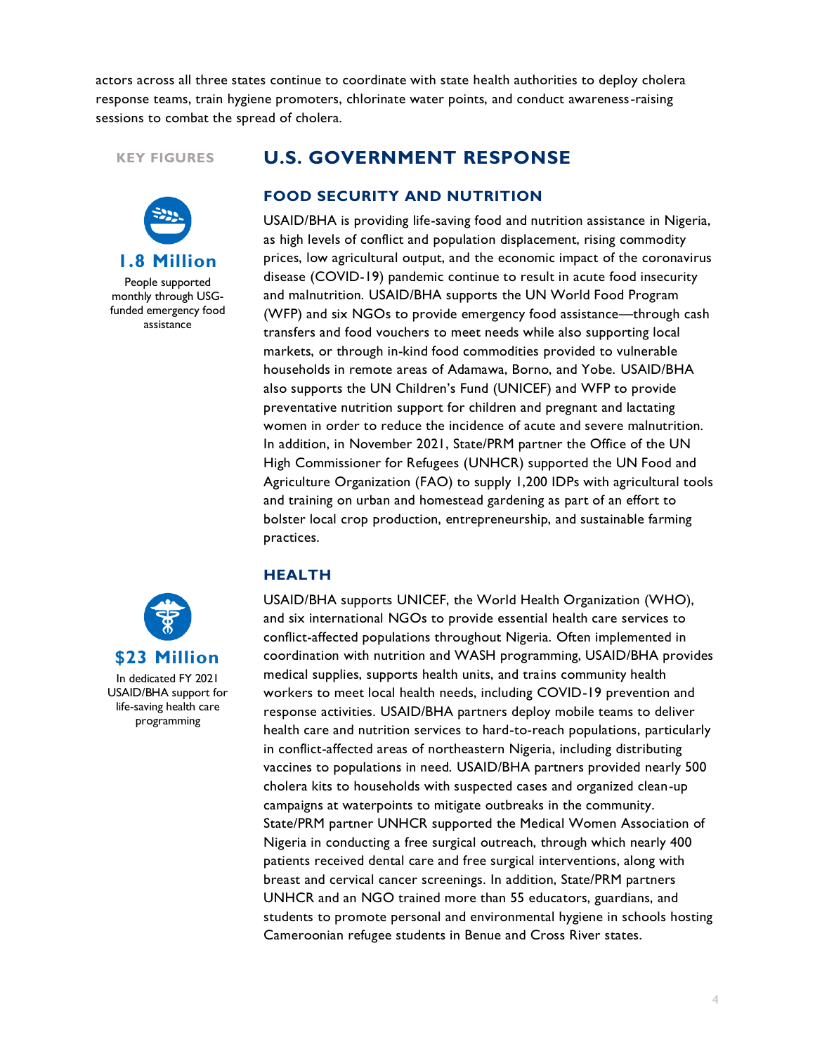actors across all three states continue to coordinate with state health authorities to deploy cholera response teams, train hygiene promoters, chlorinate water points, and conduct awareness-raising sessions to combat the spread of cholera.

## U.S. GOVERNMENT RESPONSE

**KEY FIGURES**

**1.8 Million**
People supported monthly through USG-funded emergency food assistance

**$23 Million**
In dedicated FY 2021 USAID/BHA support for life-saving health care programming

### FOOD SECURITY AND NUTRITION

USAID/BHA is providing life-saving food and nutrition assistance in Nigeria, as high levels of conflict and population displacement, rising commodity prices, low agricultural output, and the economic impact of the coronavirus disease (COVID-19) pandemic continue to result in acute food insecurity and malnutrition. USAID/BHA supports the UN World Food Program (WFP) and six NGOs to provide emergency food assistance—through cash transfers and food vouchers to meet needs while also supporting local markets, or through in-kind food commodities provided to vulnerable households in remote areas of Adamawa, Borno, and Yobe. USAID/BHA also supports the UN Children's Fund (UNICEF) and WFP to provide preventative nutrition support for children and pregnant and lactating women in order to reduce the incidence of acute and severe malnutrition. In addition, in November 2021, State/PRM partner the Office of the UN High Commissioner for Refugees (UNHCR) supported the UN Food and Agriculture Organization (FAO) to supply 1,200 IDPs with agricultural tools and training on urban and homestead gardening as part of an effort to bolster local crop production, entrepreneurship, and sustainable farming practices.

### HEALTH

USAID/BHA supports UNICEF, the World Health Organization (WHO), and six international NGOs to provide essential health care services to conflict-affected populations throughout Nigeria. Often implemented in coordination with nutrition and WASH programming, USAID/BHA provides medical supplies, supports health units, and trains community health workers to meet local health needs, including COVID-19 prevention and response activities. USAID/BHA partners deploy mobile teams to deliver health care and nutrition services to hard-to-reach populations, particularly in conflict-affected areas of northeastern Nigeria, including distributing vaccines to populations in need. USAID/BHA partners provided nearly 500 cholera kits to households with suspected cases and organized clean-up campaigns at waterpoints to mitigate outbreaks in the community. State/PRM partner UNHCR supported the Medical Women Association of Nigeria in conducting a free surgical outreach, through which nearly 400 patients received dental care and free surgical interventions, along with breast and cervical cancer screenings. In addition, State/PRM partners UNHCR and an NGO trained more than 55 educators, guardians, and students to promote personal and environmental hygiene in schools hosting Cameroonian refugee students in Benue and Cross River states.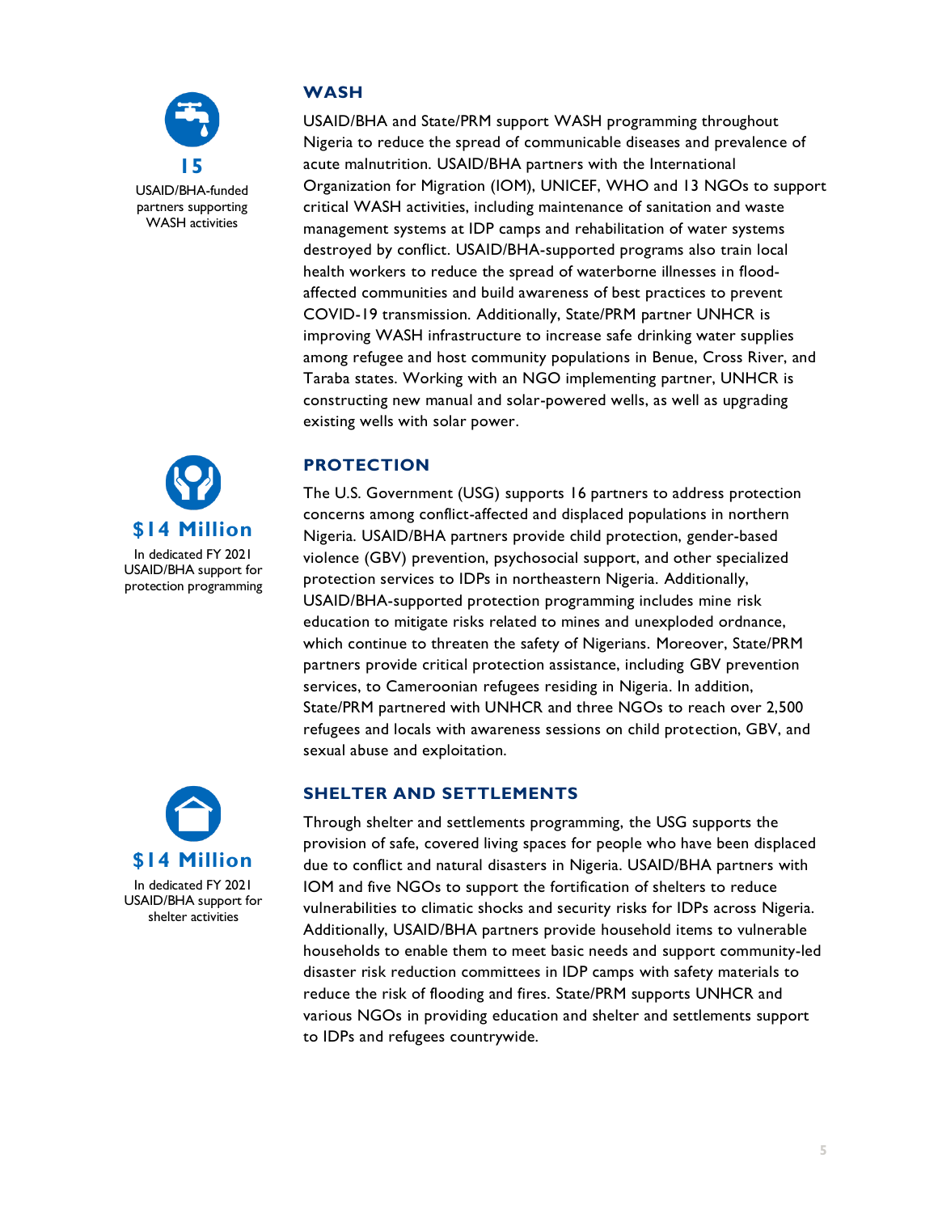**15**

USAID/BHA-funded partners supporting WASH activities

## WASH

USAID/BHA and State/PRM support WASH programming throughout Nigeria to reduce the spread of communicable diseases and prevalence of acute malnutrition. USAID/BHA partners with the International Organization for Migration (IOM), UNICEF, WHO and 13 NGOs to support critical WASH activities, including maintenance of sanitation and waste management systems at IDP camps and rehabilitation of water systems destroyed by conflict. USAID/BHA-supported programs also train local health workers to reduce the spread of waterborne illnesses in flood-affected communities and build awareness of best practices to prevent COVID-19 transmission. Additionally, State/PRM partner UNHCR is improving WASH infrastructure to increase safe drinking water supplies among refugee and host community populations in Benue, Cross River, and Taraba states. Working with an NGO implementing partner, UNHCR is constructing new manual and solar-powered wells, as well as upgrading existing wells with solar power.

**$14 Million**

In dedicated FY 2021 USAID/BHA support for protection programming

## PROTECTION

The U.S. Government (USG) supports 16 partners to address protection concerns among conflict-affected and displaced populations in northern Nigeria. USAID/BHA partners provide child protection, gender-based violence (GBV) prevention, psychosocial support, and other specialized protection services to IDPs in northeastern Nigeria. Additionally, USAID/BHA-supported protection programming includes mine risk education to mitigate risks related to mines and unexploded ordnance, which continue to threaten the safety of Nigerians. Moreover, State/PRM partners provide critical protection assistance, including GBV prevention services, to Cameroonian refugees residing in Nigeria. In addition, State/PRM partnered with UNHCR and three NGOs to reach over 2,500 refugees and locals with awareness sessions on child protection, GBV, and sexual abuse and exploitation.

**$14 Million**

In dedicated FY 2021 USAID/BHA support for shelter activities

## SHELTER AND SETTLEMENTS

Through shelter and settlements programming, the USG supports the provision of safe, covered living spaces for people who have been displaced due to conflict and natural disasters in Nigeria. USAID/BHA partners with IOM and five NGOs to support the fortification of shelters to reduce vulnerabilities to climatic shocks and security risks for IDPs across Nigeria. Additionally, USAID/BHA partners provide household items to vulnerable households to enable them to meet basic needs and support community-led disaster risk reduction committees in IDP camps with safety materials to reduce the risk of flooding and fires. State/PRM supports UNHCR and various NGOs in providing education and shelter and settlements support to IDPs and refugees countrywide.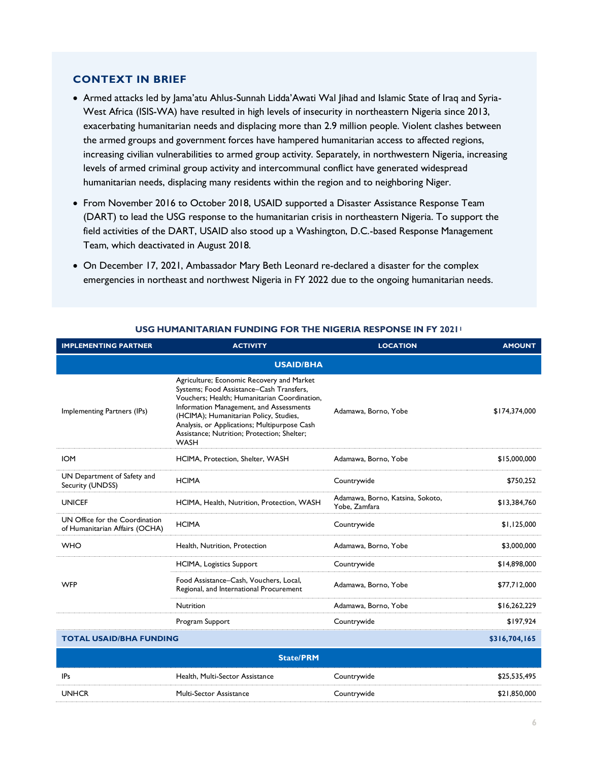## CONTEXT IN BRIEF

- Armed attacks led by Jama'atu Ahlus-Sunnah Lidda'Awati Wal Jihad and Islamic State of Iraq and Syria-West Africa (ISIS-WA) have resulted in high levels of insecurity in northeastern Nigeria since 2013, exacerbating humanitarian needs and displacing more than 2.9 million people. Violent clashes between the armed groups and government forces have hampered humanitarian access to affected regions, increasing civilian vulnerabilities to armed group activity. Separately, in northwestern Nigeria, increasing levels of armed criminal group activity and intercommunal conflict have generated widespread humanitarian needs, displacing many residents within the region and to neighboring Niger.
- From November 2016 to October 2018, USAID supported a Disaster Assistance Response Team (DART) to lead the USG response to the humanitarian crisis in northeastern Nigeria. To support the field activities of the DART, USAID also stood up a Washington, D.C.-based Response Management Team, which deactivated in August 2018.
- On December 17, 2021, Ambassador Mary Beth Leonard re-declared a disaster for the complex emergencies in northeast and northwest Nigeria in FY 2022 due to the ongoing humanitarian needs.

### USG HUMANITARIAN FUNDING FOR THE NIGERIA RESPONSE IN FY 2021[1]

| IMPLEMENTING PARTNER | ACTIVITY | LOCATION | AMOUNT |
|---|---|---|---|
| **USAID/BHA** | | | |
| Implementing Partners (IPs) | Agriculture; Economic Recovery and Market Systems; Food Assistance–Cash Transfers, Vouchers; Health; Humanitarian Coordination, Information Management, and Assessments (HCIMA); Humanitarian Policy, Studies, Analysis, or Applications; Multipurpose Cash Assistance; Nutrition; Protection; Shelter; WASH | Adamawa, Borno, Yobe | $174,374,000 |
| IOM | HCIMA, Protection, Shelter, WASH | Adamawa, Borno, Yobe | $15,000,000 |
| UN Department of Safety and Security (UNDSS) | HCIMA | Countrywide | $750,252 |
| UNICEF | HCIMA, Health, Nutrition, Protection, WASH | Adamawa, Borno, Katsina, Sokoto, Yobe, Zamfara | $13,384,760 |
| UN Office for the Coordination of Humanitarian Affairs (OCHA) | HCIMA | Countrywide | $1,125,000 |
| WHO | Health, Nutrition, Protection | Adamawa, Borno, Yobe | $3,000,000 |
| WFP | HCIMA, Logistics Support | Countrywide | $14,898,000 |
| | Food Assistance–Cash, Vouchers, Local, Regional, and International Procurement | Adamawa, Borno, Yobe | $77,712,000 |
| | Nutrition | Adamawa, Borno, Yobe | $16,262,229 |
| | Program Support | Countrywide | $197,924 |
| **TOTAL USAID/BHA FUNDING** | | | **$316,704,165** |
| **State/PRM** | | | |
| IPs | Health, Multi-Sector Assistance | Countrywide | $25,535,495 |
| UNHCR | Multi-Sector Assistance | Countrywide | $21,850,000 |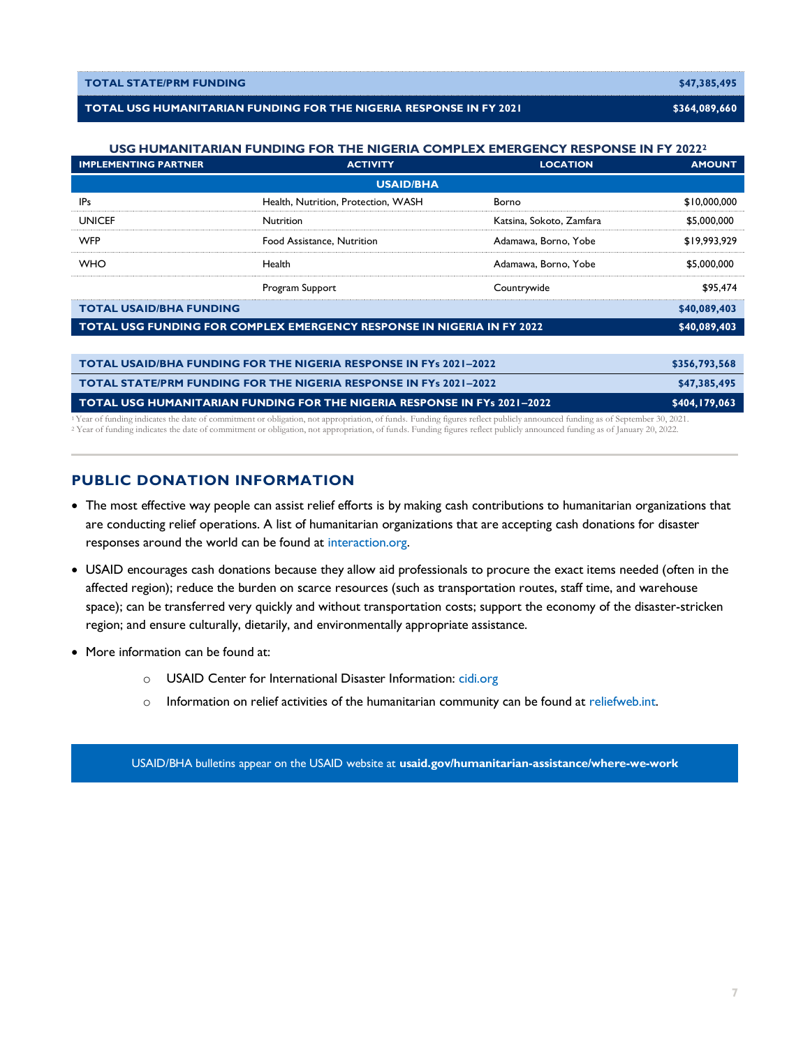| | |
|---|---|
| **TOTAL STATE/PRM FUNDING** | **$47,385,495** |
| **TOTAL USG HUMANITARIAN FUNDING FOR THE NIGERIA RESPONSE IN FY 2021** | **$364,089,660** |

**USG HUMANITARIAN FUNDING FOR THE NIGERIA COMPLEX EMERGENCY RESPONSE IN FY 2022[2]**

| IMPLEMENTING PARTNER | ACTIVITY | LOCATION | AMOUNT |
|---|---|---|---|
| **USAID/BHA** | | | |
| IPs | Health, Nutrition, Protection, WASH | Borno | $10,000,000 |
| UNICEF | Nutrition | Katsina, Sokoto, Zamfara | $5,000,000 |
| WFP | Food Assistance, Nutrition | Adamawa, Borno, Yobe | $19,993,929 |
| WHO | Health | Adamawa, Borno, Yobe | $5,000,000 |
| | Program Support | Countrywide | $95,474 |
| **TOTAL USAID/BHA FUNDING** | | | **$40,089,403** |
| **TOTAL USG FUNDING FOR COMPLEX EMERGENCY RESPONSE IN NIGERIA IN FY 2022** | | | **$40,089,403** |

| | |
|---|---|
| **TOTAL USAID/BHA FUNDING FOR THE NIGERIA RESPONSE IN FYs 2021–2022** | **$356,793,568** |
| **TOTAL STATE/PRM FUNDING FOR THE NIGERIA RESPONSE IN FYs 2021–2022** | **$47,385,495** |
| **TOTAL USG HUMANITARIAN FUNDING FOR THE NIGERIA RESPONSE IN FYs 2021–2022** | **$404,179,063** |

[1] Year of funding indicates the date of commitment or obligation, not appropriation, of funds. Funding figures reflect publicly announced funding as of September 30, 2021.
[2] Year of funding indicates the date of commitment or obligation, not appropriation, of funds. Funding figures reflect publicly announced funding as of January 20, 2022.

## PUBLIC DONATION INFORMATION

- The most effective way people can assist relief efforts is by making cash contributions to humanitarian organizations that are conducting relief operations. A list of humanitarian organizations that are accepting cash donations for disaster responses around the world can be found at interaction.org.
- USAID encourages cash donations because they allow aid professionals to procure the exact items needed (often in the affected region); reduce the burden on scarce resources (such as transportation routes, staff time, and warehouse space); can be transferred very quickly and without transportation costs; support the economy of the disaster-stricken region; and ensure culturally, dietarily, and environmentally appropriate assistance.
- More information can be found at:
  - USAID Center for International Disaster Information: cidi.org
  - Information on relief activities of the humanitarian community can be found at reliefweb.int.

USAID/BHA bulletins appear on the USAID website at **usaid.gov/humanitarian-assistance/where-we-work**